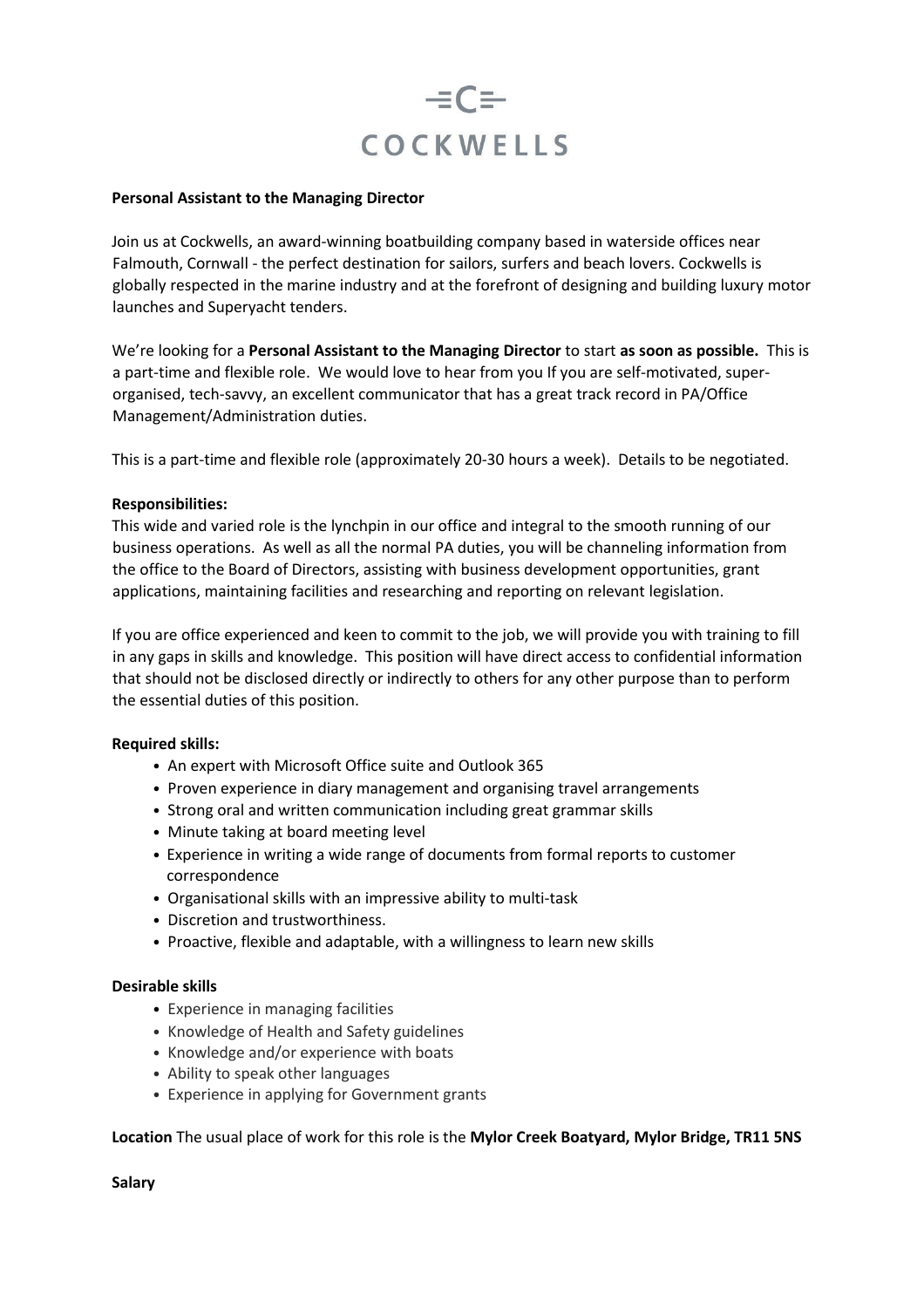# COCKWELLS

**Personal Assistant to the Managing Director**

Join us at Cockwells, an award-winning boatbuilding company based in waterside offices near Falmouth, Cornwall - the perfect destination for sailors, surfers and beach lovers. Cockwells is globally respected in the marine industry and at the forefront of designing and building luxury motor launches and Superyacht tenders.

We're looking for a **Personal Assistant to the Managing Director** to start **as soon as possible.** This is a part-time and flexible role. We would love to hear from you If you are self-motivated, super-organised, tech-savvy, an excellent communicator that has a great track record in PA/Office Management/Administration duties.

This is a part-time and flexible role (approximately 20-30 hours a week). Details to be negotiated.

**Responsibilities:**
This wide and varied role is the lynchpin in our office and integral to the smooth running of our business operations. As well as all the normal PA duties, you will be channeling information from the office to the Board of Directors, assisting with business development opportunities, grant applications, maintaining facilities and researching and reporting on relevant legislation.

If you are office experienced and keen to commit to the job, we will provide you with training to fill in any gaps in skills and knowledge. This position will have direct access to confidential information that should not be disclosed directly or indirectly to others for any other purpose than to perform the essential duties of this position.

**Required skills:**

- An expert with Microsoft Office suite and Outlook 365
- Proven experience in diary management and organising travel arrangements
- Strong oral and written communication including great grammar skills
- Minute taking at board meeting level
- Experience in writing a wide range of documents from formal reports to customer correspondence
- Organisational skills with an impressive ability to multi-task
- Discretion and trustworthiness.
- Proactive, flexible and adaptable, with a willingness to learn new skills

**Desirable skills**

- Experience in managing facilities
- Knowledge of Health and Safety guidelines
- Knowledge and/or experience with boats
- Ability to speak other languages
- Experience in applying for Government grants

**Location** The usual place of work for this role is the **Mylor Creek Boatyard, Mylor Bridge, TR11 5NS**

**Salary**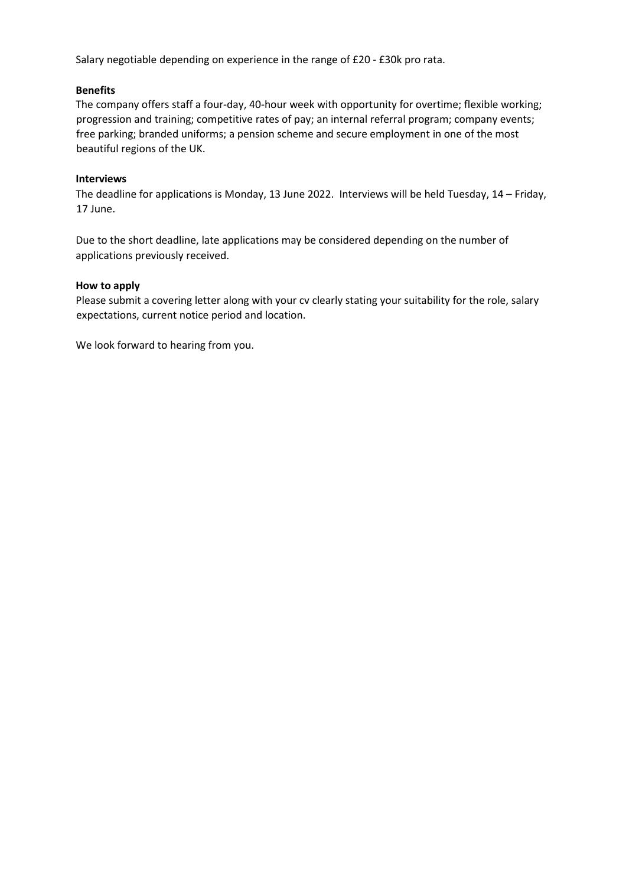Salary negotiable depending on experience in the range of £20 - £30k pro rata.

**Benefits**

The company offers staff a four-day, 40-hour week with opportunity for overtime; flexible working; progression and training; competitive rates of pay; an internal referral program; company events; free parking; branded uniforms; a pension scheme and secure employment in one of the most beautiful regions of the UK.

**Interviews**

The deadline for applications is Monday, 13 June 2022. Interviews will be held Tuesday, 14 – Friday, 17 June.

Due to the short deadline, late applications may be considered depending on the number of applications previously received.

**How to apply**

Please submit a covering letter along with your cv clearly stating your suitability for the role, salary expectations, current notice period and location.

We look forward to hearing from you.